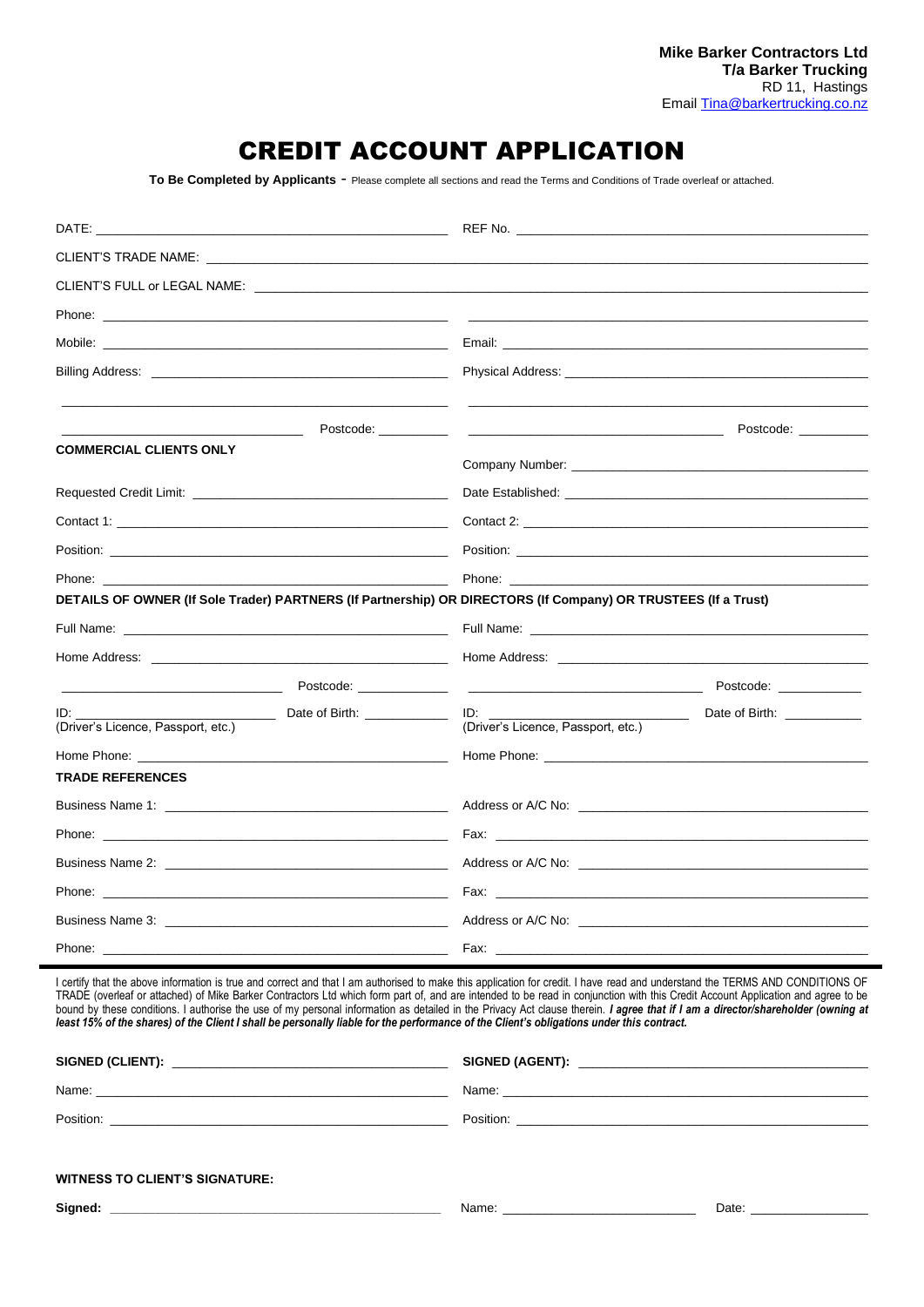**Mike Barker Contractors Ltd**
**T/a Barker Trucking**
RD 11, Hastings
Email Tina@barkertrucking.co.nz

# CREDIT ACCOUNT APPLICATION

**To Be Completed by Applicants** - Please complete all sections and read the Terms and Conditions of Trade overleaf or attached.

DATE: ______________________ REF No. ______________________

CLIENT'S TRADE NAME: ______________________

CLIENT'S FULL or LEGAL NAME: ______________________

Phone: ______________________ ______________________

Mobile: ______________________ Email: ______________________

Billing Address: ______________________ Physical Address: ______________________

______________________ ______________________

______________________ Postcode: __________ ______________________ Postcode: __________

**COMMERCIAL CLIENTS ONLY**

Company Number: ______________________

Requested Credit Limit: ______________________ Date Established: ______________________

Contact 1: ______________________ Contact 2: ______________________

Position: ______________________ Position: ______________________

Phone: ______________________ Phone: ______________________

**DETAILS OF OWNER (If Sole Trader) PARTNERS (If Partnership) OR DIRECTORS (If Company) OR TRUSTEES (If a Trust)**

Full Name: ______________________ Full Name: ______________________

Home Address: ______________________ Home Address: ______________________

______________________ Postcode: __________ ______________________ Postcode: __________

ID: ______________________ Date of Birth: __________ ID: ______________________ Date of Birth: __________
(Driver's Licence, Passport, etc.) (Driver's Licence, Passport, etc.)

Home Phone: ______________________ Home Phone: ______________________

**TRADE REFERENCES**

Business Name 1: ______________________ Address or A/C No: ______________________

Phone: ______________________ Fax: ______________________

Business Name 2: ______________________ Address or A/C No: ______________________

Phone: ______________________ Fax: ______________________

Business Name 3: ______________________ Address or A/C No: ______________________

Phone: ______________________ Fax: ______________________

---

I certify that the above information is true and correct and that I am authorised to make this application for credit. I have read and understand the TERMS AND CONDITIONS OF TRADE (overleaf or attached) of Mike Barker Contractors Ltd which form part of, and are intended to be read in conjunction with this Credit Account Application and agree to be bound by these conditions. I authorise the use of my personal information as detailed in the Privacy Act clause therein. ***I agree that if I am a director/shareholder (owning at least 15% of the shares) of the Client I shall be personally liable for the performance of the Client's obligations under this contract.***

**SIGNED (CLIENT):** ______________________ **SIGNED (AGENT):** ______________________

Name: ______________________ Name: ______________________

Position: ______________________ Position: ______________________

**WITNESS TO CLIENT'S SIGNATURE:**

**Signed:** ______________________ Name: ______________________ Date: ______________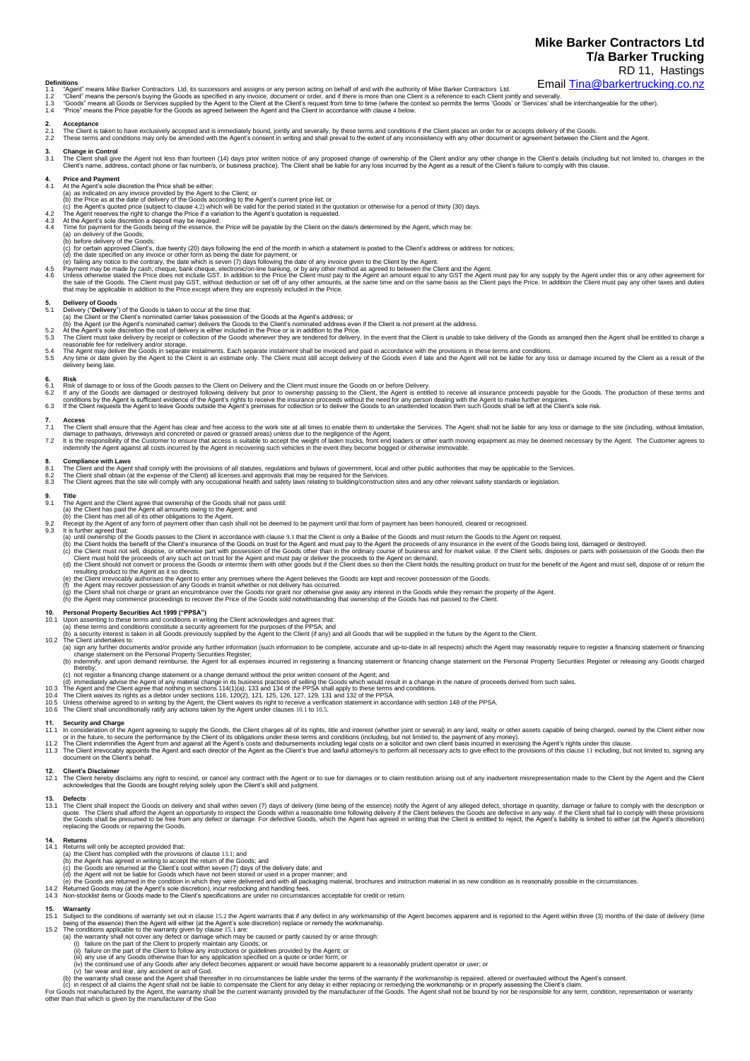# Mike Barker Contractors Ltd
# T/a Barker Trucking

RD 11, Hastings

Email Tina@barkertrucking.co.nz

**Definitions**

1.1 "Agent" means Mike Barker Contractors Ltd, its successors and assigns or any person acting on behalf of and with the authority of Mike Barker Contractors Ltd.
1.2 "Client" means the person/s buying the Goods as specified in any invoice, document or order, and if there is more than one Client is a reference to each Client jointly and severally.
1.3 "Goods" means all Goods or Services supplied by the Agent to the Client at the Client's request from time to time (where the context so permits the terms 'Goods' or 'Services' shall be interchangeable for the other).
1.4 "Price" means the Price payable for the Goods as agreed between the Agent and the Client in accordance with clause 4 below.

**2. Acceptance**

2.1 The Client is taken to have exclusively accepted and is immediately bound, jointly and severally, by these terms and conditions if the Client places an order for or accepts delivery of the Goods.
2.2 These terms and conditions may only be amended with the Agent's consent in writing and shall prevail to the extent of any inconsistency with any other document or agreement between the Client and the Agent.

**3. Change in Control**

3.1 The Client shall give the Agent not less than fourteen (14) days prior written notice of any proposed change of ownership of the Client and/or any other change in the Client's details (including but not limited to, changes in the Client's name, address, contact phone or fax number/s, or business practice). The Client shall be liable for any loss incurred by the Agent as a result of the Client's failure to comply with this clause.

**4. Price and Payment**

4.1 At the Agent's sole discretion the Price shall be either:
(a) as indicated on any invoice provided by the Agent to the Client; or
(b) the Price as at the date of delivery of the Goods according to the Agent's current price list; or
(c) the Agent's quoted price (subject to clause 4.2) which will be valid for the period stated in the quotation or otherwise for a period of thirty (30) days.
4.2 The Agent reserves the right to change the Price if a variation to the Agent's quotation is requested.
4.3 At the Agent's sole discretion a deposit may be required.
4.4 Time for payment for the Goods being of the essence, the Price will be payable by the Client on the date/s determined by the Agent, which may be:
(a) on delivery of the Goods;
(b) before delivery of the Goods;
(c) for certain approved Client's, due twenty (20) days following the end of the month in which a statement is posted to the Client's address or address for notices;
(d) the date specified on any invoice or other form as being the date for payment; or
(e) failing any notice to the contrary, the date which is seven (7) days following the date of any invoice given to the Client by the Agent.
4.5 Payment may be made by cash, cheque, bank cheque, electronic/on-line banking, or by any other method as agreed to between the Client and the Agent.
4.6 Unless otherwise stated the Price does not include GST. In addition to the Price the Client must pay to the Agent an amount equal to any GST the Agent must pay for any supply by the Agent under this or any other agreement for the sale of the Goods. The Client must pay GST, without deduction or set off of any other amounts, at the same time and on the same basis as the Client pays the Price. In addition the Client must pay any other taxes and duties that may be applicable in addition to the Price except where they are expressly included in the Price.

**5. Delivery of Goods**

5.1 Delivery ("**Delivery**") of the Goods is taken to occur at the time that:
(a) the Client or the Client's nominated carrier takes possession of the Goods at the Agent's address; or
(b) the Agent (or the Agent's nominated carrier) delivers the Goods to the Client's nominated address even if the Client is not present at the address.
5.2 At the Agent's sole discretion the cost of delivery is either included in the Price or is in addition to the Price.
5.3 The Client must take delivery by receipt or collection of the Goods whenever they are tendered for delivery. In the event that the Client is unable to take delivery of the Goods as arranged then the Agent shall be entitled to charge a reasonable fee for redelivery and/or storage.
5.4 The Agent may deliver the Goods in separate instalments. Each separate instalment shall be invoiced and paid in accordance with the provisions in these terms and conditions.
5.5 Any time or date given by the Agent to the Client is an estimate only. The Client must still accept delivery of the Goods even if late and the Agent will not be liable for any loss or damage incurred by the Client as a result of the delivery being late.

**6. Risk**

6.1 Risk of damage to or loss of the Goods passes to the Client on Delivery and the Client must insure the Goods on or before Delivery.
6.2 If any of the Goods are damaged or destroyed following delivery but prior to ownership passing to the Client, the Agent is entitled to receive all insurance proceeds payable for the Goods. The production of these terms and conditions by the Agent is sufficient evidence of the Agent's rights to receive the insurance proceeds without the need for any person dealing with the Agent to make further enquiries.
6.3 If the Client requests the Agent to leave Goods outside the Agent's premises for collection or to deliver the Goods to an unattended location then such Goods shall be left at the Client's sole risk.

**7. Access**

7.1 The Client shall ensure that the Agent has clear and free access to the work site at all times to enable them to undertake the Services. The Agent shall not be liable for any loss or damage to the site (including, without limitation, damage to pathways, driveways and concreted or paved or grassed areas) unless due to the negligence of the Agent.
7.2 It is the responsibility of the Customer to ensure that access is suitable to accept the weight of laden trucks, front end loaders or other earth moving equipment as may be deemed necessary by the Agent. The Customer agrees to indemnify the Agent against all costs incurred by the Agent in recovering such vehicles in the event they become bogged or otherwise immovable.

**8. Compliance with Laws**

8.1 The Client and the Agent shall comply with the provisions of all statutes, regulations and bylaws of government, local and other public authorities that may be applicable to the Services.
8.2 The Client shall obtain (at the expense of the Client) all licenses and approvals that may be required for the Services.
8.3 The Client agrees that the site will comply with any occupational health and safety laws relating to building/construction sites and any other relevant safety standards or legislation.

**9. Title**

9.1 The Agent and the Client agree that ownership of the Goods shall not pass until:
(a) the Client has paid the Agent all amounts owing to the Agent; and
(b) the Client has met all of its other obligations to the Agent.
9.2 Receipt by the Agent of any form of payment other than cash shall not be deemed to be payment until that form of payment has been honoured, cleared or recognised.
9.3 It is further agreed that:
(a) until ownership of the Goods passes to the Client in accordance with clause 9.1 that the Client is only a Bailee of the Goods and must return the Goods to the Agent on request.
(b) the Client holds the benefit of the Client's insurance of the Goods on trust for the Agent and must pay to the Agent the proceeds of any insurance in the event of the Goods being lost, damaged or destroyed.
(c) the Client must not sell, dispose, or otherwise part with possession of the Goods other than in the ordinary course of business and for market value. If the Client sells, disposes or parts with possession of the Goods then the Client must hold the proceeds of any such act on trust for the Agent and must pay or deliver the proceeds to the Agent on demand.
(d) the Client should not convert or process the Goods or intermix them with other goods but if the Client does so then the Client holds the resulting product on trust for the benefit of the Agent and must sell, dispose of or return the resulting product to the Agent as it so directs.
(e) the Client irrevocably authorises the Agent to enter any premises where the Agent believes the Goods are kept and recover possession of the Goods.
(f) the Agent may recover possession of any Goods in transit whether or not delivery has occurred.
(g) the Client shall not charge or grant an encumbrance over the Goods nor grant nor otherwise give away any interest in the Goods while they remain the property of the Agent.
(h) the Agent may commence proceedings to recover the Price of the Goods sold notwithstanding that ownership of the Goods has not passed to the Client.

**10. Personal Property Securities Act 1999 ("PPSA")**

10.1 Upon assenting to these terms and conditions in writing the Client acknowledges and agrees that:
(a) these terms and conditions constitute a security agreement for the purposes of the PPSA; and
(b) a security interest is taken in all Goods previously supplied by the Agent to the Client (if any) and all Goods that will be supplied in the future by the Agent to the Client.
10.2 The Client undertakes to:
(a) sign any further documents and/or provide any further information (such information to be complete, accurate and up-to-date in all respects) which the Agent may reasonably require to register a financing statement or financing change statement on the Personal Property Securities Register;
(b) indemnify, and upon demand reimburse, the Agent for all expenses incurred in registering a financing statement or financing change statement on the Personal Property Securities Register or releasing any Goods charged thereby;
(c) not register a financing change statement or a change demand without the prior written consent of the Agent; and
(d) immediately advise the Agent of any material change in its business practices of selling the Goods which would result in a change in the nature of proceeds derived from such sales.
10.3 The Agent and the Client agree that nothing in sections 114(1)(a), 133 and 134 of the PPSA shall apply to these terms and conditions.
10.4 The Client waives its rights as a debtor under sections 116, 120(2), 121, 125, 126, 127, 129, 131 and 132 of the PPSA.
10.5 Unless otherwise agreed to in writing by the Agent, the Client waives its right to receive a verification statement in accordance with section 148 of the PPSA.
10.6 The Client shall unconditionally ratify any actions taken by the Agent under clauses 10.1 to 10.5.

**11. Security and Charge**

11.1 In consideration of the Agent agreeing to supply the Goods, the Client charges all of its rights, title and interest (whether joint or several) in any land, realty or other assets capable of being charged, owned by the Client either now or in the future, to secure the performance by the Client of its obligations under these terms and conditions (including, but not limited to, the payment of any money).
11.2 The Client indemnifies the Agent from and against all the Agent's costs and disbursements including legal costs on a solicitor and own client basis incurred in exercising the Agent's rights under this clause.
11.3 The Client irrevocably appoints the Agent and each director of the Agent as the Client's true and lawful attorney/s to perform all necessary acts to give effect to the provisions of this clause 11 including, but not limited to, signing any document on the Client's behalf.

**12. Client's Disclaimer**

12.1 The Client hereby disclaims any right to rescind, or cancel any contract with the Agent or to sue for damages or to claim restitution arising out of any inadvertent misrepresentation made to the Client by the Agent and the Client acknowledges that the Goods are bought relying solely upon the Client's skill and judgment.

**13. Defects**

13.1 The Client shall inspect the Goods on delivery and shall within seven (7) days of delivery (time being of the essence) notify the Agent of any alleged defect, shortage in quantity, damage or failure to comply with the description or quote. The Client shall afford the Agent an opportunity to inspect the Goods within a reasonable time following delivery if the Client believes the Goods are defective in any way. If the Client shall fail to comply with these provisions the Goods shall be presumed to be free from any defect or damage. For defective Goods, which the Agent has agreed in writing that the Client is entitled to reject, the Agent's liability is limited to either (at the Agent's discretion) replacing the Goods or repairing the Goods.

**14. Returns**

14.1 Returns will only be accepted provided that:
(a) the Client has complied with the provisions of clause 13.1; and
(b) the Agent has agreed in writing to accept the return of the Goods; and
(c) the Goods are returned at the Client's cost within seven (7) days of the delivery date; and
(d) the Agent will not be liable for Goods which have not been stored or used in a proper manner; and
(e) the Goods are returned in the condition in which they were delivered and with all packaging material, brochures and instruction material in as new condition as is reasonably possible in the circumstances.
14.2 Returned Goods may (at the Agent's sole discretion), incur restocking and handling fees.
14.3 Non-stocklist items or Goods made to the Client's specifications are under no circumstances acceptable for credit or return.

**15. Warranty**

15.1 Subject to the conditions of warranty set out in clause 15.2 the Agent warrants that if any defect in any workmanship of the Agent becomes apparent and is reported to the Agent within three (3) months of the date of delivery (time being of the essence) then the Agent will either (at the Agent's sole discretion) replace or remedy the workmanship.
15.2 The conditions applicable to the warranty given by clause 15.1 are:
(a) the warranty shall not cover any defect or damage which may be caused or partly caused by or arise through:
(i) failure on the part of the Client to properly maintain any Goods; or
(ii) failure on the part of the Client to follow any instructions or guidelines provided by the Agent; or
(iii) any use of any Goods otherwise than for any application specified on a quote or order form; or
(iv) the continued use of any Goods after any defect becomes apparent or would have become apparent to a reasonably prudent operator or user; or
(v) fair wear and tear, any accident or act of God.
(b) the warranty shall cease and the Agent shall thereafter in no circumstances be liable under the terms of the warranty if the workmanship is repaired, altered or overhauled without the Agent's consent.
(c) in respect of all claims the Agent shall not be liable to compensate the Client for any delay in either replacing or remedying the workmanship or in properly assessing the Client's claim.

For Goods not manufactured by the Agent, the warranty shall be the current warranty provided by the manufacturer of the Goods. The Agent shall not be bound by nor be responsible for any term, condition, representation or warranty other than that which is given by the manufacturer of the Goo